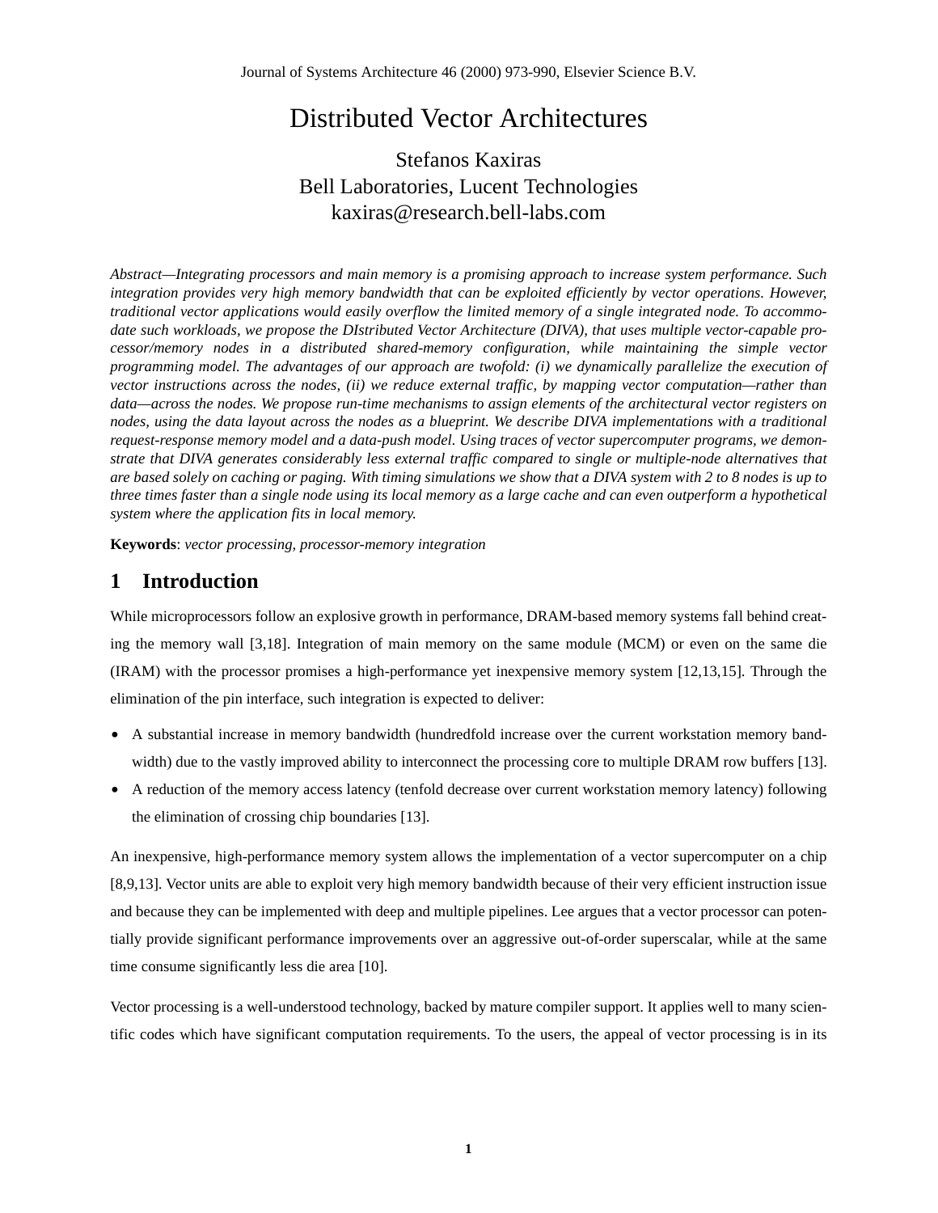Journal of Systems Architecture 46 (2000) 973-990, Elsevier Science B.V.

# Distributed Vector Architectures

Stefanos Kaxiras
Bell Laboratories, Lucent Technologies
kaxiras@research.bell-labs.com

*Abstract—Integrating processors and main memory is a promising approach to increase system performance. Such integration provides very high memory bandwidth that can be exploited efficiently by vector operations. However, traditional vector applications would easily overflow the limited memory of a single integrated node. To accommodate such workloads, we propose the DIstributed Vector Architecture (DIVA), that uses multiple vector-capable processor/memory nodes in a distributed shared-memory configuration, while maintaining the simple vector programming model. The advantages of our approach are twofold: (i) we dynamically parallelize the execution of vector instructions across the nodes, (ii) we reduce external traffic, by mapping vector computation—rather than data—across the nodes. We propose run-time mechanisms to assign elements of the architectural vector registers on nodes, using the data layout across the nodes as a blueprint. We describe DIVA implementations with a traditional request-response memory model and a data-push model. Using traces of vector supercomputer programs, we demonstrate that DIVA generates considerably less external traffic compared to single or multiple-node alternatives that are based solely on caching or paging. With timing simulations we show that a DIVA system with 2 to 8 nodes is up to three times faster than a single node using its local memory as a large cache and can even outperform a hypothetical system where the application fits in local memory.*

**Keywords**: *vector processing, processor-memory integration*

## 1 Introduction

While microprocessors follow an explosive growth in performance, DRAM-based memory systems fall behind creating the memory wall [3,18]. Integration of main memory on the same module (MCM) or even on the same die (IRAM) with the processor promises a high-performance yet inexpensive memory system [12,13,15]. Through the elimination of the pin interface, such integration is expected to deliver:

- A substantial increase in memory bandwidth (hundredfold increase over the current workstation memory bandwidth) due to the vastly improved ability to interconnect the processing core to multiple DRAM row buffers [13].
- A reduction of the memory access latency (tenfold decrease over current workstation memory latency) following the elimination of crossing chip boundaries [13].

An inexpensive, high-performance memory system allows the implementation of a vector supercomputer on a chip [8,9,13]. Vector units are able to exploit very high memory bandwidth because of their very efficient instruction issue and because they can be implemented with deep and multiple pipelines. Lee argues that a vector processor can potentially provide significant performance improvements over an aggressive out-of-order superscalar, while at the same time consume significantly less die area [10].

Vector processing is a well-understood technology, backed by mature compiler support. It applies well to many scientific codes which have significant computation requirements. To the users, the appeal of vector processing is in its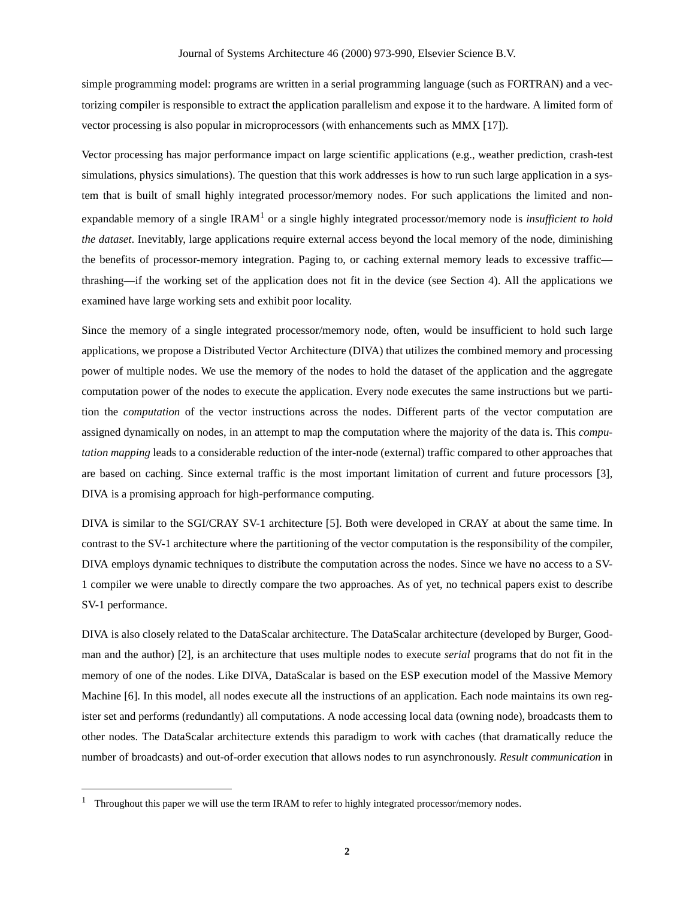simple programming model: programs are written in a serial programming language (such as FORTRAN) and a vectorizing compiler is responsible to extract the application parallelism and expose it to the hardware. A limited form of vector processing is also popular in microprocessors (with enhancements such as MMX [17]).

Vector processing has major performance impact on large scientific applications (e.g., weather prediction, crash-test simulations, physics simulations). The question that this work addresses is how to run such large application in a system that is built of small highly integrated processor/memory nodes. For such applications the limited and non-expandable memory of a single IRAM[1] or a single highly integrated processor/memory node is *insufficient to hold the dataset*. Inevitably, large applications require external access beyond the local memory of the node, diminishing the benefits of processor-memory integration. Paging to, or caching external memory leads to excessive traffic—thrashing—if the working set of the application does not fit in the device (see Section 4). All the applications we examined have large working sets and exhibit poor locality.

Since the memory of a single integrated processor/memory node, often, would be insufficient to hold such large applications, we propose a Distributed Vector Architecture (DIVA) that utilizes the combined memory and processing power of multiple nodes. We use the memory of the nodes to hold the dataset of the application and the aggregate computation power of the nodes to execute the application. Every node executes the same instructions but we partition the *computation* of the vector instructions across the nodes. Different parts of the vector computation are assigned dynamically on nodes, in an attempt to map the computation where the majority of the data is. This *computation mapping* leads to a considerable reduction of the inter-node (external) traffic compared to other approaches that are based on caching. Since external traffic is the most important limitation of current and future processors [3], DIVA is a promising approach for high-performance computing.

DIVA is similar to the SGI/CRAY SV-1 architecture [5]. Both were developed in CRAY at about the same time. In contrast to the SV-1 architecture where the partitioning of the vector computation is the responsibility of the compiler, DIVA employs dynamic techniques to distribute the computation across the nodes. Since we have no access to a SV-1 compiler we were unable to directly compare the two approaches. As of yet, no technical papers exist to describe SV-1 performance.

DIVA is also closely related to the DataScalar architecture. The DataScalar architecture (developed by Burger, Goodman and the author) [2], is an architecture that uses multiple nodes to execute *serial* programs that do not fit in the memory of one of the nodes. Like DIVA, DataScalar is based on the ESP execution model of the Massive Memory Machine [6]. In this model, all nodes execute all the instructions of an application. Each node maintains its own register set and performs (redundantly) all computations. A node accessing local data (owning node), broadcasts them to other nodes. The DataScalar architecture extends this paradigm to work with caches (that dramatically reduce the number of broadcasts) and out-of-order execution that allows nodes to run asynchronously. *Result communication* in

[1] Throughout this paper we will use the term IRAM to refer to highly integrated processor/memory nodes.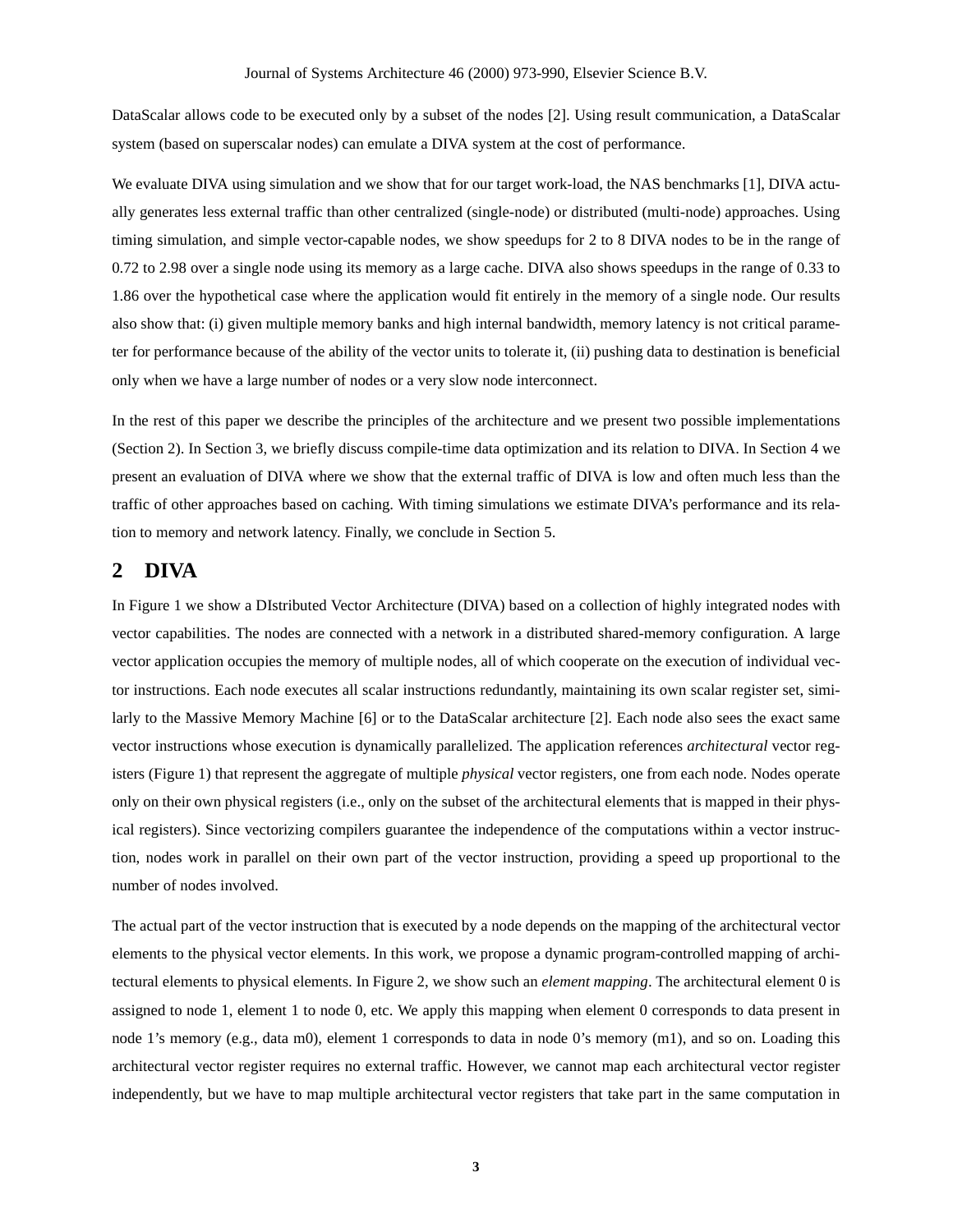DataScalar allows code to be executed only by a subset of the nodes [2]. Using result communication, a DataScalar system (based on superscalar nodes) can emulate a DIVA system at the cost of performance.

We evaluate DIVA using simulation and we show that for our target work-load, the NAS benchmarks [1], DIVA actually generates less external traffic than other centralized (single-node) or distributed (multi-node) approaches. Using timing simulation, and simple vector-capable nodes, we show speedups for 2 to 8 DIVA nodes to be in the range of 0.72 to 2.98 over a single node using its memory as a large cache. DIVA also shows speedups in the range of 0.33 to 1.86 over the hypothetical case where the application would fit entirely in the memory of a single node. Our results also show that: (i) given multiple memory banks and high internal bandwidth, memory latency is not critical parameter for performance because of the ability of the vector units to tolerate it, (ii) pushing data to destination is beneficial only when we have a large number of nodes or a very slow node interconnect.

In the rest of this paper we describe the principles of the architecture and we present two possible implementations (Section 2). In Section 3, we briefly discuss compile-time data optimization and its relation to DIVA. In Section 4 we present an evaluation of DIVA where we show that the external traffic of DIVA is low and often much less than the traffic of other approaches based on caching. With timing simulations we estimate DIVA's performance and its relation to memory and network latency. Finally, we conclude in Section 5.

## 2 DIVA

In Figure 1 we show a DIstributed Vector Architecture (DIVA) based on a collection of highly integrated nodes with vector capabilities. The nodes are connected with a network in a distributed shared-memory configuration. A large vector application occupies the memory of multiple nodes, all of which cooperate on the execution of individual vector instructions. Each node executes all scalar instructions redundantly, maintaining its own scalar register set, similarly to the Massive Memory Machine [6] or to the DataScalar architecture [2]. Each node also sees the exact same vector instructions whose execution is dynamically parallelized. The application references *architectural* vector registers (Figure 1) that represent the aggregate of multiple *physical* vector registers, one from each node. Nodes operate only on their own physical registers (i.e., only on the subset of the architectural elements that is mapped in their physical registers). Since vectorizing compilers guarantee the independence of the computations within a vector instruction, nodes work in parallel on their own part of the vector instruction, providing a speed up proportional to the number of nodes involved.

The actual part of the vector instruction that is executed by a node depends on the mapping of the architectural vector elements to the physical vector elements. In this work, we propose a dynamic program-controlled mapping of architectural elements to physical elements. In Figure 2, we show such an *element mapping*. The architectural element 0 is assigned to node 1, element 1 to node 0, etc. We apply this mapping when element 0 corresponds to data present in node 1's memory (e.g., data m0), element 1 corresponds to data in node 0's memory (m1), and so on. Loading this architectural vector register requires no external traffic. However, we cannot map each architectural vector register independently, but we have to map multiple architectural vector registers that take part in the same computation in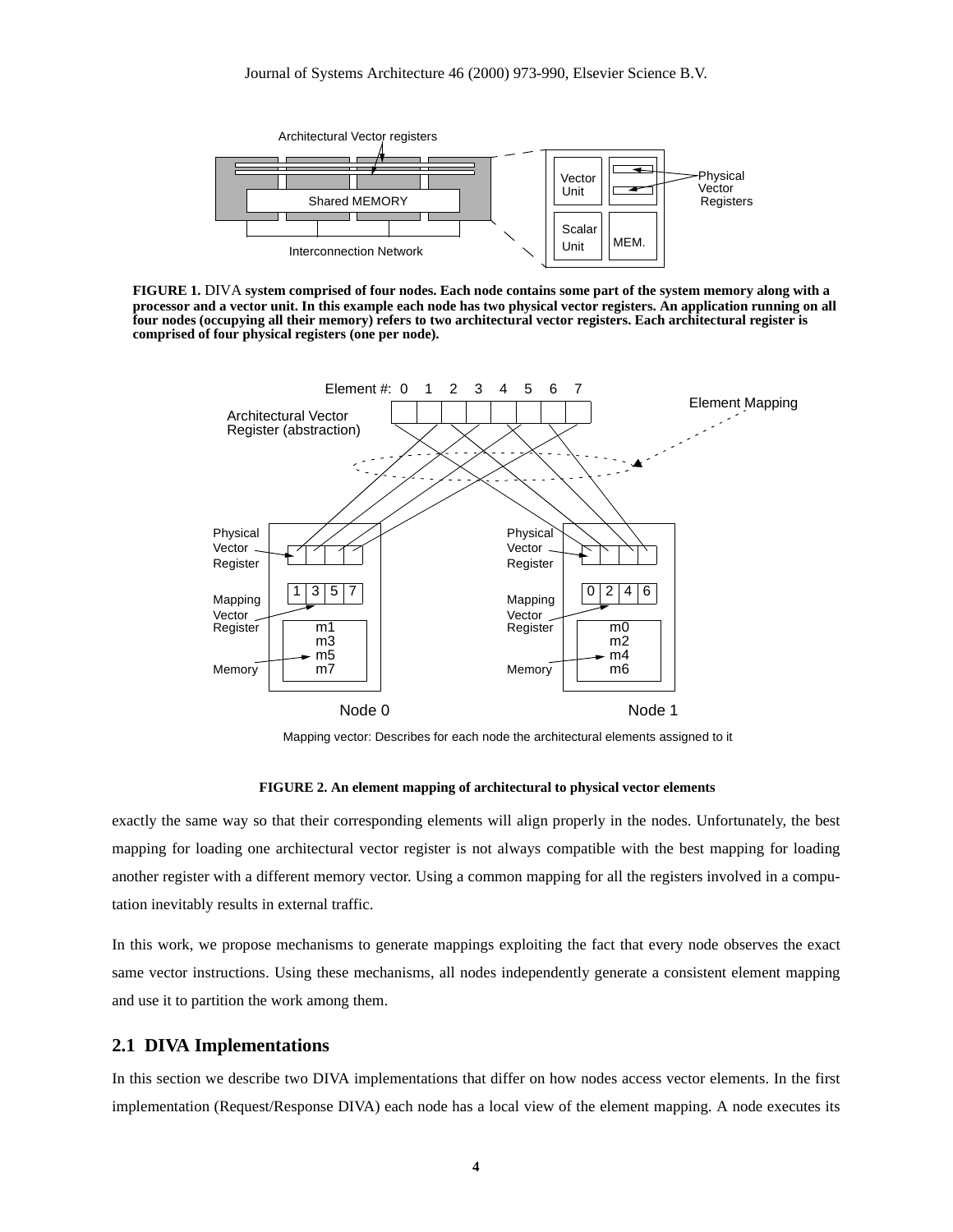FIGURE 1. DIVA **system comprised of four nodes. Each node contains some part of the system memory along with a processor and a vector unit. In this example each node has two physical vector registers. An application running on all four nodes (occupying all their memory) refers to two architectural vector registers. Each architectural register is comprised of four physical registers (one per node).**

**FIGURE 2. An element mapping of architectural to physical vector elements**

exactly the same way so that their corresponding elements will align properly in the nodes. Unfortunately, the best mapping for loading one architectural vector register is not always compatible with the best mapping for loading another register with a different memory vector. Using a common mapping for all the registers involved in a computation inevitably results in external traffic.

In this work, we propose mechanisms to generate mappings exploiting the fact that every node observes the exact same vector instructions. Using these mechanisms, all nodes independently generate a consistent element mapping and use it to partition the work among them.

## 2.1 DIVA Implementations

In this section we describe two DIVA implementations that differ on how nodes access vector elements. In the first implementation (Request/Response DIVA) each node has a local view of the element mapping. A node executes its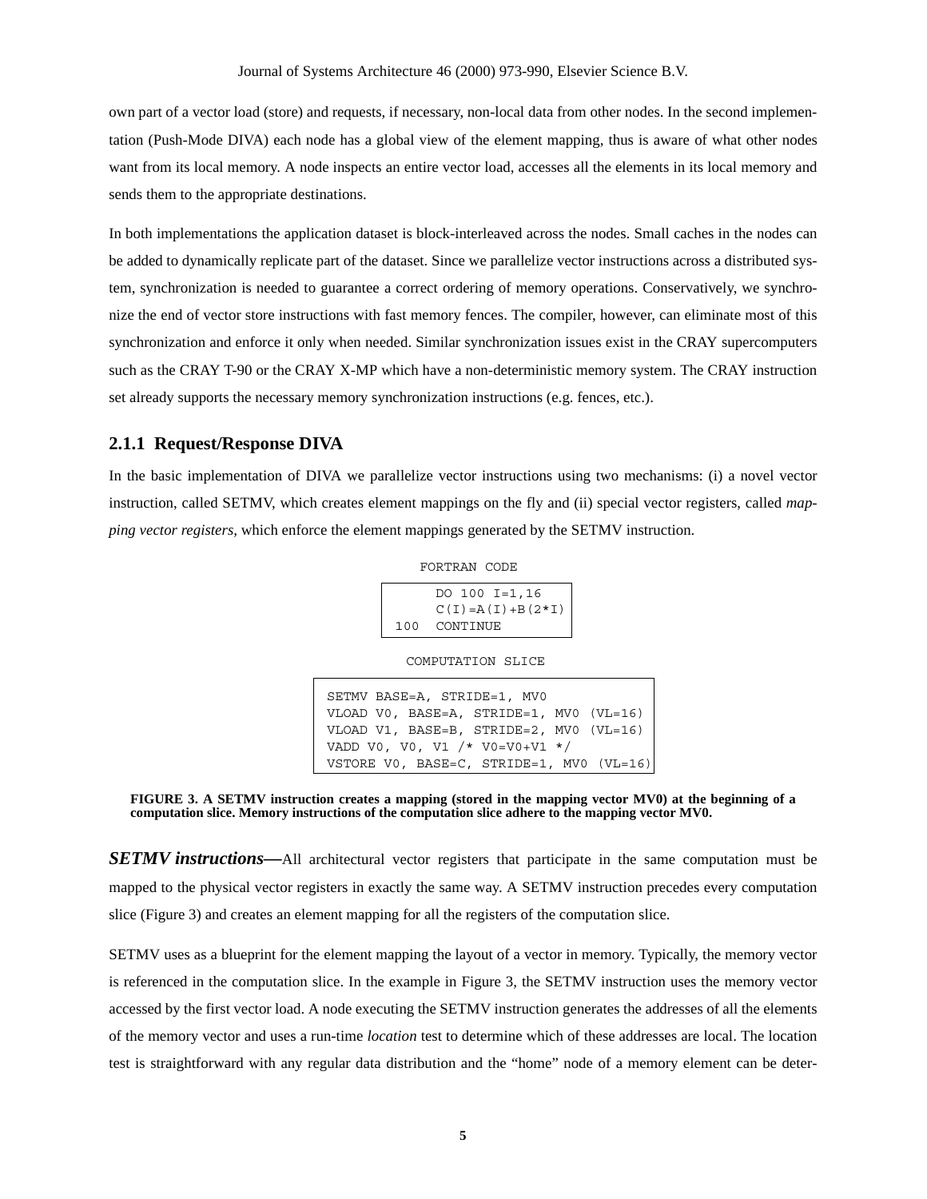own part of a vector load (store) and requests, if necessary, non-local data from other nodes. In the second implementation (Push-Mode DIVA) each node has a global view of the element mapping, thus is aware of what other nodes want from its local memory. A node inspects an entire vector load, accesses all the elements in its local memory and sends them to the appropriate destinations.

In both implementations the application dataset is block-interleaved across the nodes. Small caches in the nodes can be added to dynamically replicate part of the dataset. Since we parallelize vector instructions across a distributed system, synchronization is needed to guarantee a correct ordering of memory operations. Conservatively, we synchronize the end of vector store instructions with fast memory fences. The compiler, however, can eliminate most of this synchronization and enforce it only when needed. Similar synchronization issues exist in the CRAY supercomputers such as the CRAY T-90 or the CRAY X-MP which have a non-deterministic memory system. The CRAY instruction set already supports the necessary memory synchronization instructions (e.g. fences, etc.).

### 2.1.1 Request/Response DIVA

In the basic implementation of DIVA we parallelize vector instructions using two mechanisms: (i) a novel vector instruction, called SETMV, which creates element mappings on the fly and (ii) special vector registers, called *mapping vector registers,* which enforce the element mappings generated by the SETMV instruction.

FORTRAN CODE

```
      DO 100 I=1,16
      C(I)=A(I)+B(2*I)
100   CONTINUE
```

COMPUTATION SLICE

```
SETMV BASE=A, STRIDE=1, MV0
VLOAD V0, BASE=A, STRIDE=1, MV0 (VL=16)
VLOAD V1, BASE=B, STRIDE=2, MV0 (VL=16)
VADD V0, V0, V1 /* V0=V0+V1 */
VSTORE V0, BASE=C, STRIDE=1, MV0 (VL=16)
```

**FIGURE 3. A SETMV instruction creates a mapping (stored in the mapping vector MV0) at the beginning of a computation slice. Memory instructions of the computation slice adhere to the mapping vector MV0.**

***SETMV instructions*—**All architectural vector registers that participate in the same computation must be mapped to the physical vector registers in exactly the same way. A SETMV instruction precedes every computation slice (Figure 3) and creates an element mapping for all the registers of the computation slice.

SETMV uses as a blueprint for the element mapping the layout of a vector in memory. Typically, the memory vector is referenced in the computation slice. In the example in Figure 3, the SETMV instruction uses the memory vector accessed by the first vector load. A node executing the SETMV instruction generates the addresses of all the elements of the memory vector and uses a run-time *location* test to determine which of these addresses are local. The location test is straightforward with any regular data distribution and the "home" node of a memory element can be deter-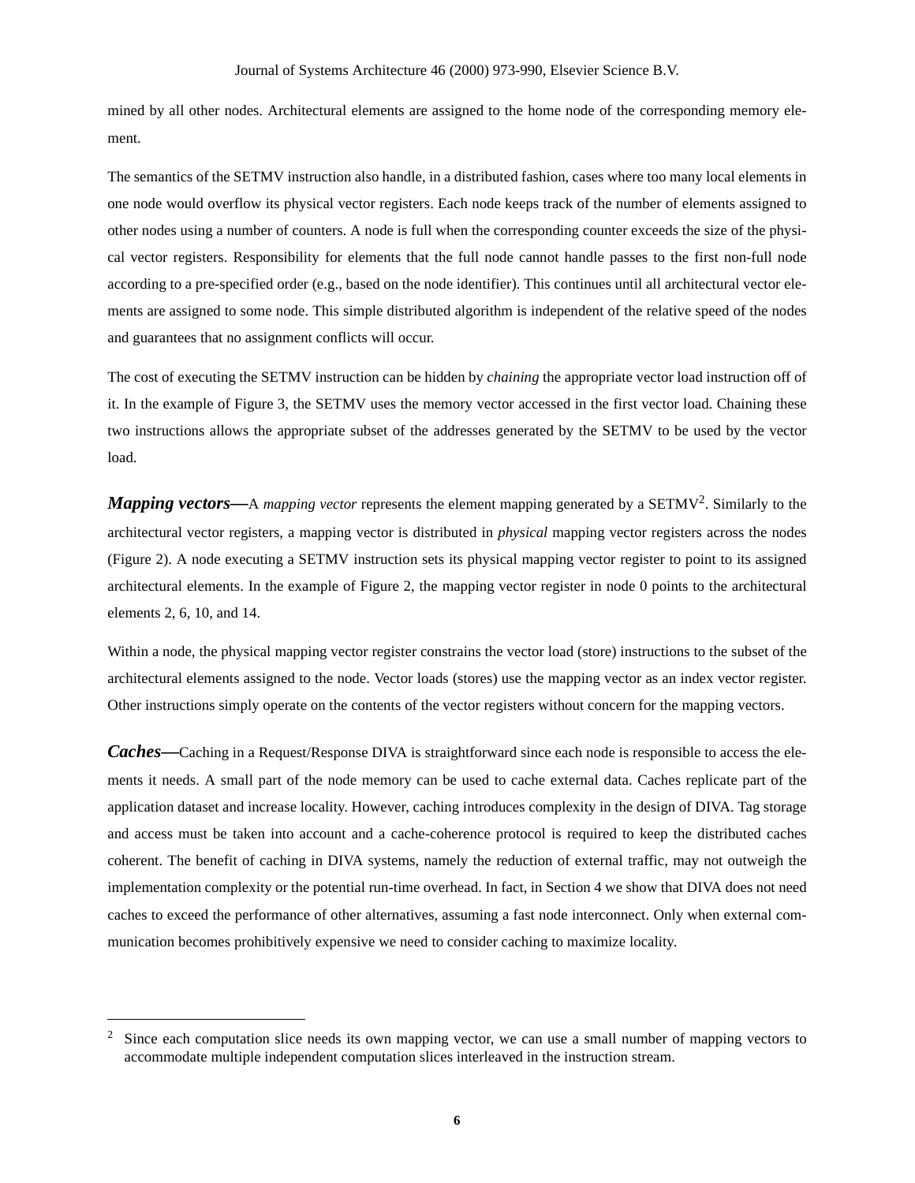mined by all other nodes. Architectural elements are assigned to the home node of the corresponding memory element.

The semantics of the SETMV instruction also handle, in a distributed fashion, cases where too many local elements in one node would overflow its physical vector registers. Each node keeps track of the number of elements assigned to other nodes using a number of counters. A node is full when the corresponding counter exceeds the size of the physical vector registers. Responsibility for elements that the full node cannot handle passes to the first non-full node according to a pre-specified order (e.g., based on the node identifier). This continues until all architectural vector elements are assigned to some node. This simple distributed algorithm is independent of the relative speed of the nodes and guarantees that no assignment conflicts will occur.

The cost of executing the SETMV instruction can be hidden by *chaining* the appropriate vector load instruction off of it. In the example of Figure 3, the SETMV uses the memory vector accessed in the first vector load. Chaining these two instructions allows the appropriate subset of the addresses generated by the SETMV to be used by the vector load.

***Mapping vectors—***A *mapping vector* represents the element mapping generated by a SETMV[2]. Similarly to the architectural vector registers, a mapping vector is distributed in *physical* mapping vector registers across the nodes (Figure 2). A node executing a SETMV instruction sets its physical mapping vector register to point to its assigned architectural elements. In the example of Figure 2, the mapping vector register in node 0 points to the architectural elements 2, 6, 10, and 14.

Within a node, the physical mapping vector register constrains the vector load (store) instructions to the subset of the architectural elements assigned to the node. Vector loads (stores) use the mapping vector as an index vector register. Other instructions simply operate on the contents of the vector registers without concern for the mapping vectors.

***Caches—***Caching in a Request/Response DIVA is straightforward since each node is responsible to access the elements it needs. A small part of the node memory can be used to cache external data. Caches replicate part of the application dataset and increase locality. However, caching introduces complexity in the design of DIVA. Tag storage and access must be taken into account and a cache-coherence protocol is required to keep the distributed caches coherent. The benefit of caching in DIVA systems, namely the reduction of external traffic, may not outweigh the implementation complexity or the potential run-time overhead. In fact, in Section 4 we show that DIVA does not need caches to exceed the performance of other alternatives, assuming a fast node interconnect. Only when external communication becomes prohibitively expensive we need to consider caching to maximize locality.

---

[2] Since each computation slice needs its own mapping vector, we can use a small number of mapping vectors to accommodate multiple independent computation slices interleaved in the instruction stream.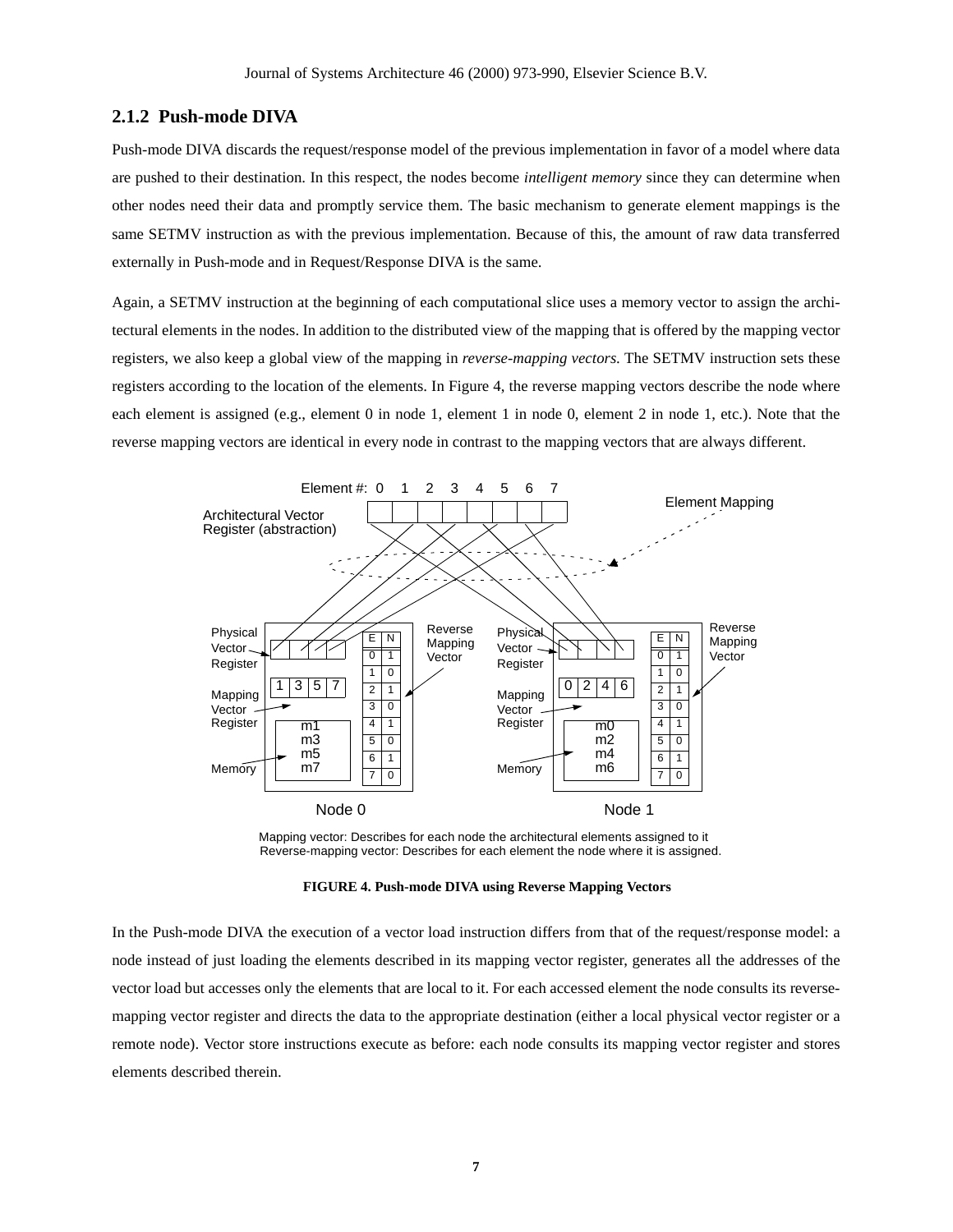### 2.1.2 Push-mode DIVA

Push-mode DIVA discards the request/response model of the previous implementation in favor of a model where data are pushed to their destination. In this respect, the nodes become *intelligent memory* since they can determine when other nodes need their data and promptly service them. The basic mechanism to generate element mappings is the same SETMV instruction as with the previous implementation. Because of this, the amount of raw data transferred externally in Push-mode and in Request/Response DIVA is the same.

Again, a SETMV instruction at the beginning of each computational slice uses a memory vector to assign the architectural elements in the nodes. In addition to the distributed view of the mapping that is offered by the mapping vector registers, we also keep a global view of the mapping in *reverse-mapping vectors.* The SETMV instruction sets these registers according to the location of the elements. In Figure 4, the reverse mapping vectors describe the node where each element is assigned (e.g., element 0 in node 1, element 1 in node 0, element 2 in node 1, etc.). Note that the reverse mapping vectors are identical in every node in contrast to the mapping vectors that are always different.

Mapping vector: Describes for each node the architectural elements assigned to it
Reverse-mapping vector: Describes for each element the node where it is assigned.

**FIGURE 4. Push-mode DIVA using Reverse Mapping Vectors**

In the Push-mode DIVA the execution of a vector load instruction differs from that of the request/response model: a node instead of just loading the elements described in its mapping vector register, generates all the addresses of the vector load but accesses only the elements that are local to it. For each accessed element the node consults its reverse-mapping vector register and directs the data to the appropriate destination (either a local physical vector register or a remote node). Vector store instructions execute as before: each node consults its mapping vector register and stores elements described therein.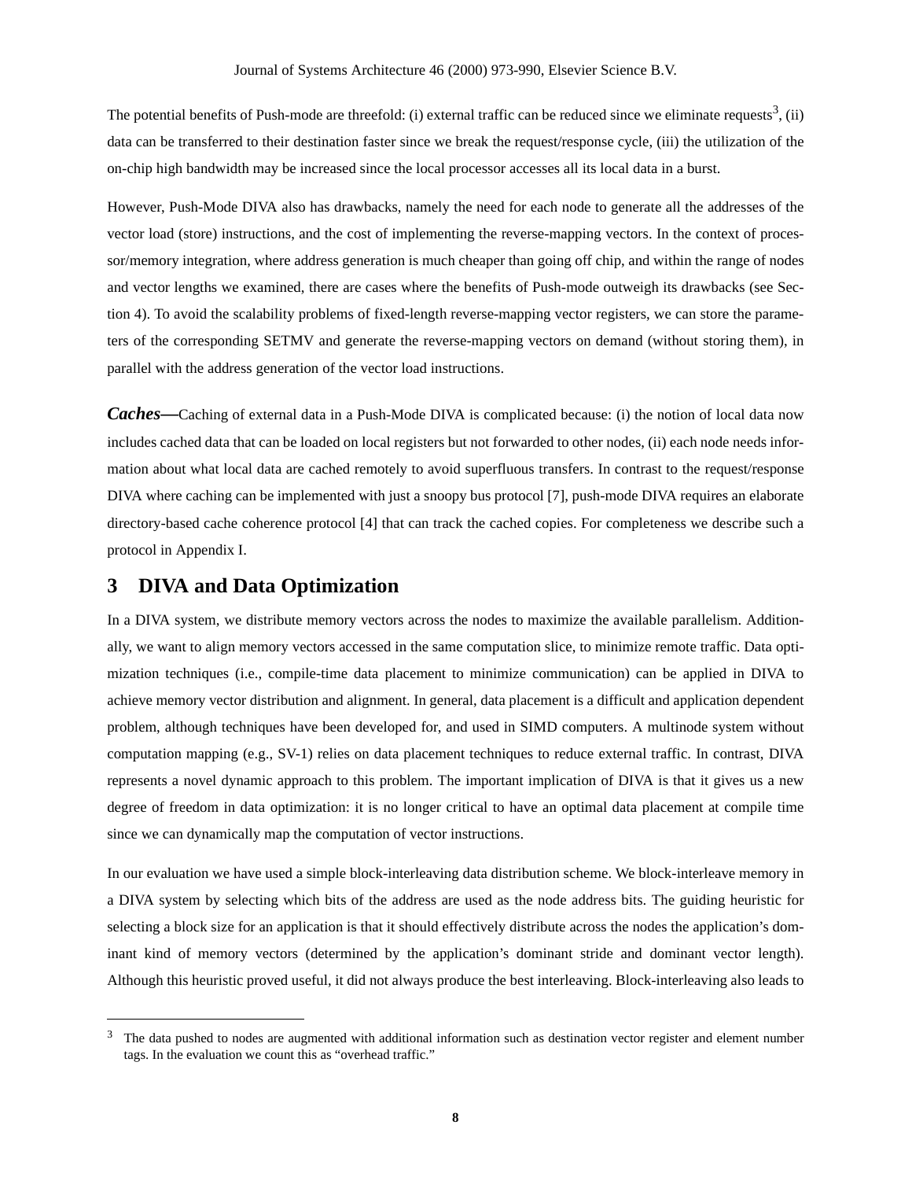The potential benefits of Push-mode are threefold: (i) external traffic can be reduced since we eliminate requests[3], (ii) data can be transferred to their destination faster since we break the request/response cycle, (iii) the utilization of the on-chip high bandwidth may be increased since the local processor accesses all its local data in a burst.

However, Push-Mode DIVA also has drawbacks, namely the need for each node to generate all the addresses of the vector load (store) instructions, and the cost of implementing the reverse-mapping vectors. In the context of processor/memory integration, where address generation is much cheaper than going off chip, and within the range of nodes and vector lengths we examined, there are cases where the benefits of Push-mode outweigh its drawbacks (see Section 4). To avoid the scalability problems of fixed-length reverse-mapping vector registers, we can store the parameters of the corresponding SETMV and generate the reverse-mapping vectors on demand (without storing them), in parallel with the address generation of the vector load instructions.

***Caches*—**Caching of external data in a Push-Mode DIVA is complicated because: (i) the notion of local data now includes cached data that can be loaded on local registers but not forwarded to other nodes, (ii) each node needs information about what local data are cached remotely to avoid superfluous transfers. In contrast to the request/response DIVA where caching can be implemented with just a snoopy bus protocol [7], push-mode DIVA requires an elaborate directory-based cache coherence protocol [4] that can track the cached copies. For completeness we describe such a protocol in Appendix I.

## 3 DIVA and Data Optimization

In a DIVA system, we distribute memory vectors across the nodes to maximize the available parallelism. Additionally, we want to align memory vectors accessed in the same computation slice, to minimize remote traffic. Data optimization techniques (i.e., compile-time data placement to minimize communication) can be applied in DIVA to achieve memory vector distribution and alignment. In general, data placement is a difficult and application dependent problem, although techniques have been developed for, and used in SIMD computers. A multinode system without computation mapping (e.g., SV-1) relies on data placement techniques to reduce external traffic. In contrast, DIVA represents a novel dynamic approach to this problem. The important implication of DIVA is that it gives us a new degree of freedom in data optimization: it is no longer critical to have an optimal data placement at compile time since we can dynamically map the computation of vector instructions.

In our evaluation we have used a simple block-interleaving data distribution scheme. We block-interleave memory in a DIVA system by selecting which bits of the address are used as the node address bits. The guiding heuristic for selecting a block size for an application is that it should effectively distribute across the nodes the application's dominant kind of memory vectors (determined by the application's dominant stride and dominant vector length). Although this heuristic proved useful, it did not always produce the best interleaving. Block-interleaving also leads to

---

[3] The data pushed to nodes are augmented with additional information such as destination vector register and element number tags. In the evaluation we count this as "overhead traffic."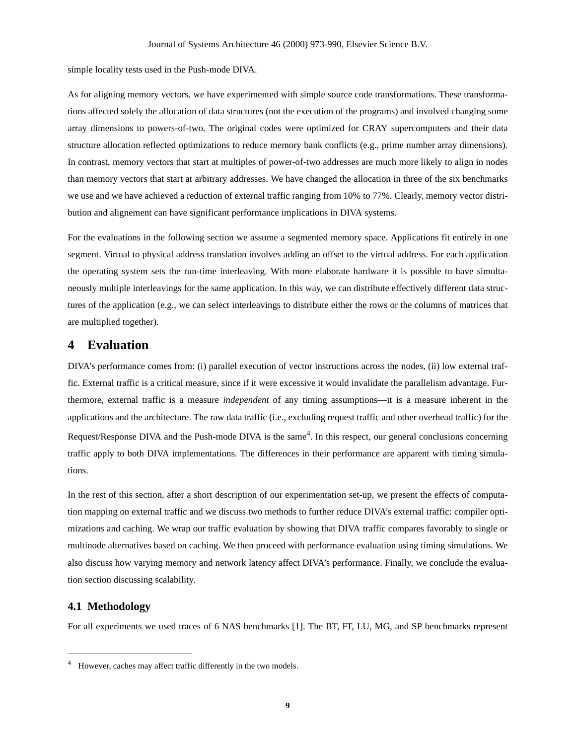simple locality tests used in the Push-mode DIVA.

As for aligning memory vectors, we have experimented with simple source code transformations. These transformations affected solely the allocation of data structures (not the execution of the programs) and involved changing some array dimensions to powers-of-two. The original codes were optimized for CRAY supercomputers and their data structure allocation reflected optimizations to reduce memory bank conflicts (e.g., prime number array dimensions). In contrast, memory vectors that start at multiples of power-of-two addresses are much more likely to align in nodes than memory vectors that start at arbitrary addresses. We have changed the allocation in three of the six benchmarks we use and we have achieved a reduction of external traffic ranging from 10% to 77%. Clearly, memory vector distribution and alignement can have significant performance implications in DIVA systems.

For the evaluations in the following section we assume a segmented memory space. Applications fit entirely in one segment. Virtual to physical address translation involves adding an offset to the virtual address. For each application the operating system sets the run-time interleaving. With more elaborate hardware it is possible to have simultaneously multiple interleavings for the same application. In this way, we can distribute effectively different data structures of the application (e.g., we can select interleavings to distribute either the rows or the columns of matrices that are multiplied together).

# 4 Evaluation

DIVA's performance comes from: (i) parallel execution of vector instructions across the nodes, (ii) low external traffic. External traffic is a critical measure, since if it were excessive it would invalidate the parallelism advantage. Furthermore, external traffic is a measure *independent* of any timing assumptions—it is a measure inherent in the applications and the architecture. The raw data traffic (i.e., excluding request traffic and other overhead traffic) for the Request/Response DIVA and the Push-mode DIVA is the same[4]. In this respect, our general conclusions concerning traffic apply to both DIVA implementations. The differences in their performance are apparent with timing simulations.

In the rest of this section, after a short description of our experimentation set-up, we present the effects of computation mapping on external traffic and we discuss two methods to further reduce DIVA's external traffic: compiler optimizations and caching. We wrap our traffic evaluation by showing that DIVA traffic compares favorably to single or multinode alternatives based on caching. We then proceed with performance evaluation using timing simulations. We also discuss how varying memory and network latency affect DIVA's performance. Finally, we conclude the evaluation section discussing scalability.

## 4.1 Methodology

For all experiments we used traces of 6 NAS benchmarks [1]. The BT, FT, LU, MG, and SP benchmarks represent

[4] However, caches may affect traffic differently in the two models.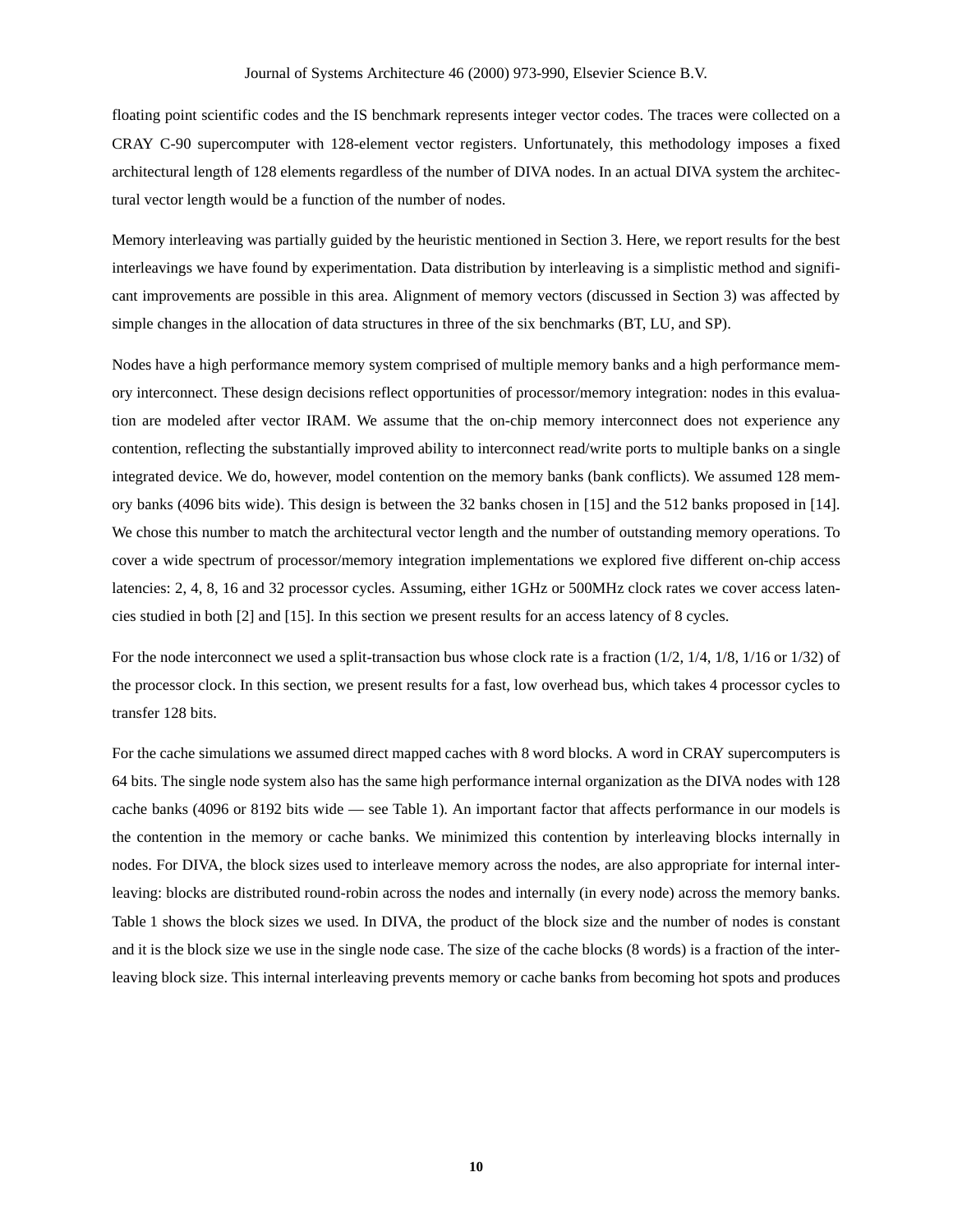floating point scientific codes and the IS benchmark represents integer vector codes. The traces were collected on a CRAY C-90 supercomputer with 128-element vector registers. Unfortunately, this methodology imposes a fixed architectural length of 128 elements regardless of the number of DIVA nodes. In an actual DIVA system the architectural vector length would be a function of the number of nodes.

Memory interleaving was partially guided by the heuristic mentioned in Section 3. Here, we report results for the best interleavings we have found by experimentation. Data distribution by interleaving is a simplistic method and significant improvements are possible in this area. Alignment of memory vectors (discussed in Section 3) was affected by simple changes in the allocation of data structures in three of the six benchmarks (BT, LU, and SP).

Nodes have a high performance memory system comprised of multiple memory banks and a high performance memory interconnect. These design decisions reflect opportunities of processor/memory integration: nodes in this evaluation are modeled after vector IRAM. We assume that the on-chip memory interconnect does not experience any contention, reflecting the substantially improved ability to interconnect read/write ports to multiple banks on a single integrated device. We do, however, model contention on the memory banks (bank conflicts). We assumed 128 memory banks (4096 bits wide). This design is between the 32 banks chosen in [15] and the 512 banks proposed in [14]. We chose this number to match the architectural vector length and the number of outstanding memory operations. To cover a wide spectrum of processor/memory integration implementations we explored five different on-chip access latencies: 2, 4, 8, 16 and 32 processor cycles. Assuming, either 1GHz or 500MHz clock rates we cover access latencies studied in both [2] and [15]. In this section we present results for an access latency of 8 cycles.

For the node interconnect we used a split-transaction bus whose clock rate is a fraction (1/2, 1/4, 1/8, 1/16 or 1/32) of the processor clock. In this section, we present results for a fast, low overhead bus, which takes 4 processor cycles to transfer 128 bits.

For the cache simulations we assumed direct mapped caches with 8 word blocks. A word in CRAY supercomputers is 64 bits. The single node system also has the same high performance internal organization as the DIVA nodes with 128 cache banks (4096 or 8192 bits wide — see Table 1). An important factor that affects performance in our models is the contention in the memory or cache banks. We minimized this contention by interleaving blocks internally in nodes. For DIVA, the block sizes used to interleave memory across the nodes, are also appropriate for internal interleaving: blocks are distributed round-robin across the nodes and internally (in every node) across the memory banks. Table 1 shows the block sizes we used. In DIVA, the product of the block size and the number of nodes is constant and it is the block size we use in the single node case. The size of the cache blocks (8 words) is a fraction of the interleaving block size. This internal interleaving prevents memory or cache banks from becoming hot spots and produces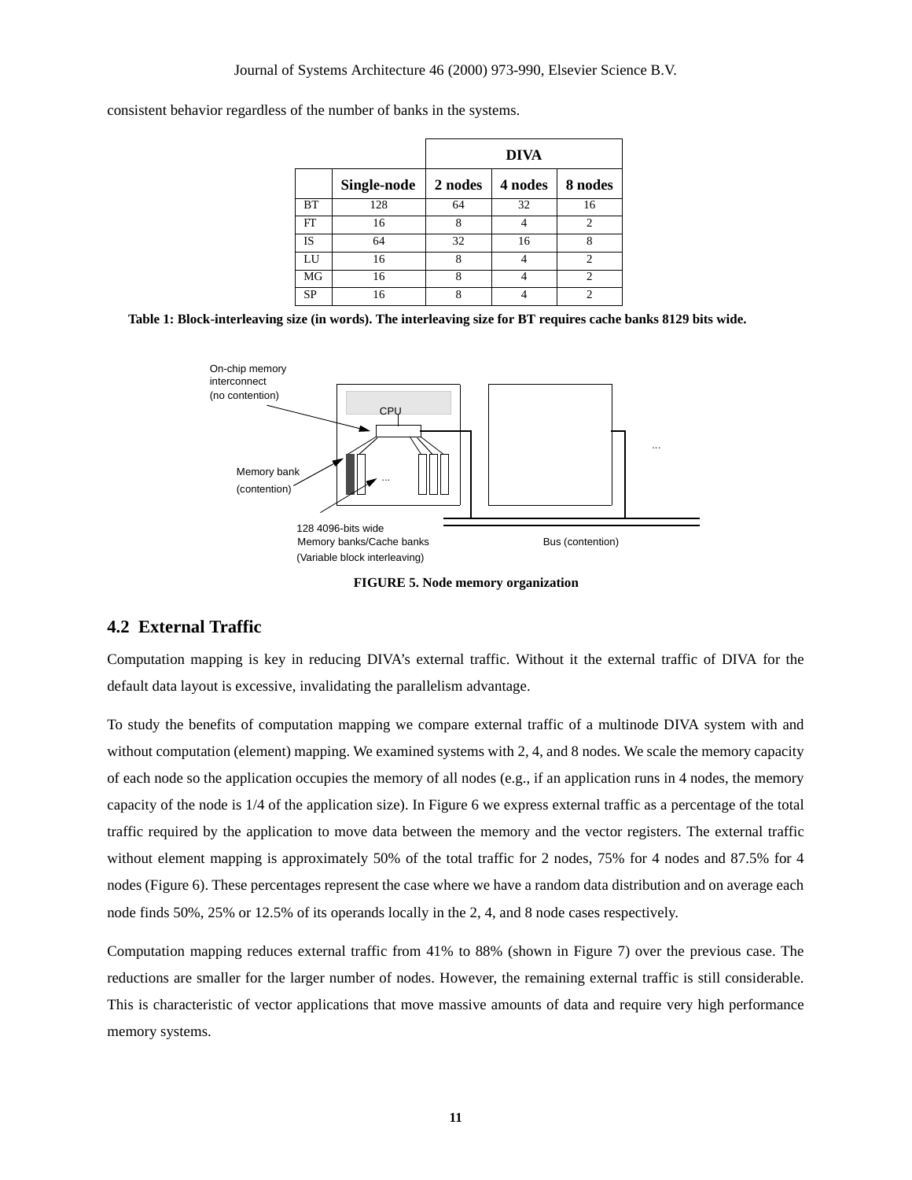consistent behavior regardless of the number of banks in the systems.

| | | DIVA | | |
|---|---|---|---|---|
| | Single-node | 2 nodes | 4 nodes | 8 nodes |
| BT | 128 | 64 | 32 | 16 |
| FT | 16 | 8 | 4 | 2 |
| IS | 64 | 32 | 16 | 8 |
| LU | 16 | 8 | 4 | 2 |
| MG | 16 | 8 | 4 | 2 |
| SP | 16 | 8 | 4 | 2 |

**Table 1: Block-interleaving size (in words). The interleaving size for BT requires cache banks 8129 bits wide.**

On-chip memory interconnect (no contention)

CPU

Memory bank (contention)

128 4096-bits wide Memory banks/Cache banks (Variable block interleaving)

Bus (contention)

**FIGURE 5. Node memory organization**

## 4.2 External Traffic

Computation mapping is key in reducing DIVA's external traffic. Without it the external traffic of DIVA for the default data layout is excessive, invalidating the parallelism advantage.

To study the benefits of computation mapping we compare external traffic of a multinode DIVA system with and without computation (element) mapping. We examined systems with 2, 4, and 8 nodes. We scale the memory capacity of each node so the application occupies the memory of all nodes (e.g., if an application runs in 4 nodes, the memory capacity of the node is 1/4 of the application size). In Figure 6 we express external traffic as a percentage of the total traffic required by the application to move data between the memory and the vector registers. The external traffic without element mapping is approximately 50% of the total traffic for 2 nodes, 75% for 4 nodes and 87.5% for 4 nodes (Figure 6). These percentages represent the case where we have a random data distribution and on average each node finds 50%, 25% or 12.5% of its operands locally in the 2, 4, and 8 node cases respectively.

Computation mapping reduces external traffic from 41% to 88% (shown in Figure 7) over the previous case. The reductions are smaller for the larger number of nodes. However, the remaining external traffic is still considerable. This is characteristic of vector applications that move massive amounts of data and require very high performance memory systems.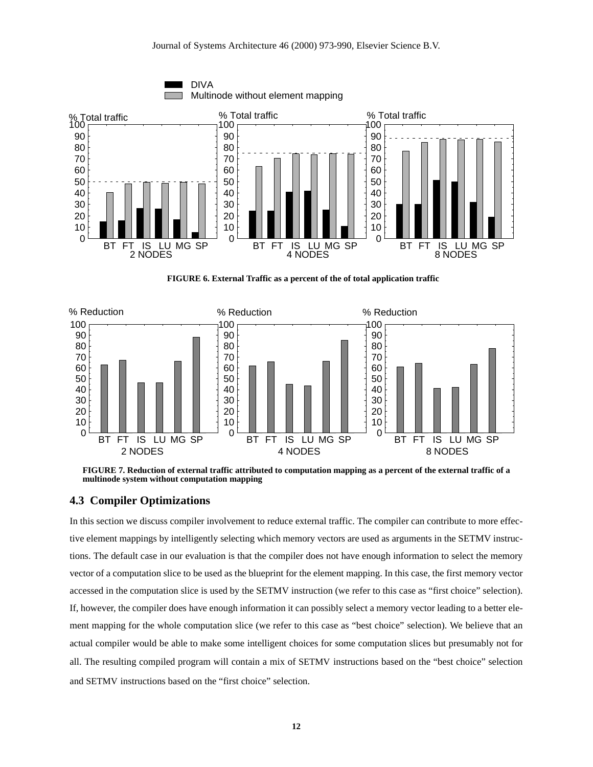FIGURE 6. External Traffic as a percent of the of total application traffic

FIGURE 7. Reduction of external traffic attributed to computation mapping as a percent of the external traffic of a multinode system without computation mapping

## 4.3 Compiler Optimizations

In this section we discuss compiler involvement to reduce external traffic. The compiler can contribute to more effective element mappings by intelligently selecting which memory vectors are used as arguments in the SETMV instructions. The default case in our evaluation is that the compiler does not have enough information to select the memory vector of a computation slice to be used as the blueprint for the element mapping. In this case, the first memory vector accessed in the computation slice is used by the SETMV instruction (we refer to this case as "first choice" selection). If, however, the compiler does have enough information it can possibly select a memory vector leading to a better element mapping for the whole computation slice (we refer to this case as "best choice" selection). We believe that an actual compiler would be able to make some intelligent choices for some computation slices but presumably not for all. The resulting compiled program will contain a mix of SETMV instructions based on the "best choice" selection and SETMV instructions based on the "first choice" selection.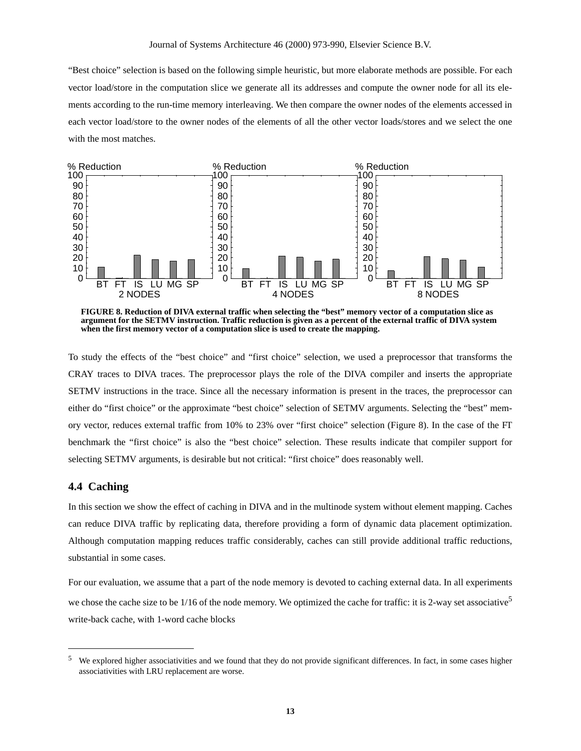"Best choice" selection is based on the following simple heuristic, but more elaborate methods are possible. For each vector load/store in the computation slice we generate all its addresses and compute the owner node for all its elements according to the run-time memory interleaving. We then compare the owner nodes of the elements accessed in each vector load/store to the owner nodes of the elements of all the other vector loads/stores and we select the one with the most matches.

**FIGURE 8. Reduction of DIVA external traffic when selecting the "best" memory vector of a computation slice as argument for the SETMV instruction. Traffic reduction is given as a percent of the external traffic of DIVA system when the first memory vector of a computation slice is used to create the mapping.**

To study the effects of the "best choice" and "first choice" selection, we used a preprocessor that transforms the CRAY traces to DIVA traces. The preprocessor plays the role of the DIVA compiler and inserts the appropriate SETMV instructions in the trace. Since all the necessary information is present in the traces, the preprocessor can either do "first choice" or the approximate "best choice" selection of SETMV arguments. Selecting the "best" memory vector, reduces external traffic from 10% to 23% over "first choice" selection (Figure 8). In the case of the FT benchmark the "first choice" is also the "best choice" selection. These results indicate that compiler support for selecting SETMV arguments, is desirable but not critical: "first choice" does reasonably well.

## 4.4 Caching

In this section we show the effect of caching in DIVA and in the multinode system without element mapping. Caches can reduce DIVA traffic by replicating data, therefore providing a form of dynamic data placement optimization. Although computation mapping reduces traffic considerably, caches can still provide additional traffic reductions, substantial in some cases.

For our evaluation, we assume that a part of the node memory is devoted to caching external data. In all experiments we chose the cache size to be 1/16 of the node memory. We optimized the cache for traffic: it is 2-way set associative[5] write-back cache, with 1-word cache blocks

[5] We explored higher associativities and we found that they do not provide significant differences. In fact, in some cases higher associativities with LRU replacement are worse.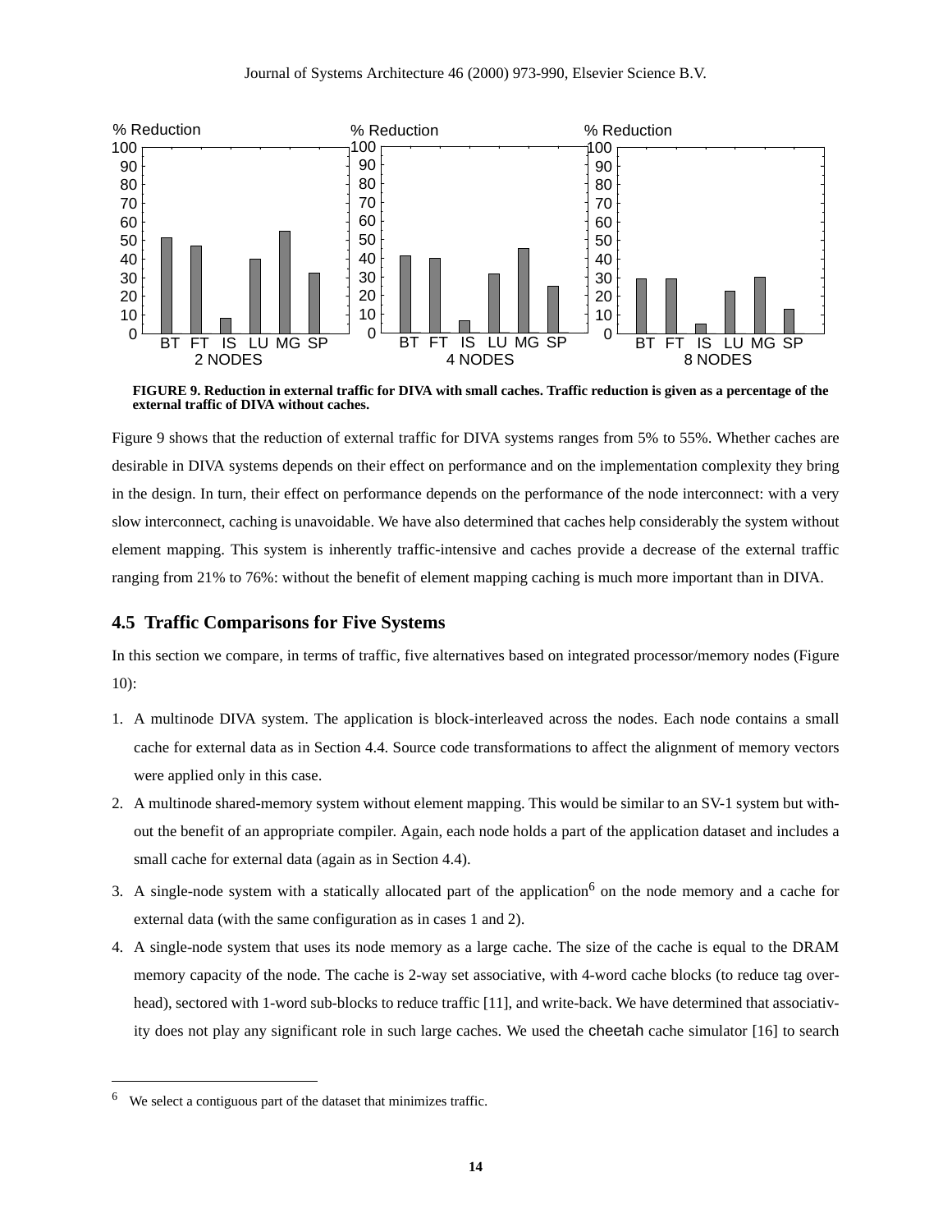FIGURE 9. Reduction in external traffic for DIVA with small caches. Traffic reduction is given as a percentage of the external traffic of DIVA without caches.

Figure 9 shows that the reduction of external traffic for DIVA systems ranges from 5% to 55%. Whether caches are desirable in DIVA systems depends on their effect on performance and on the implementation complexity they bring in the design. In turn, their effect on performance depends on the performance of the node interconnect: with a very slow interconnect, caching is unavoidable. We have also determined that caches help considerably the system without element mapping. This system is inherently traffic-intensive and caches provide a decrease of the external traffic ranging from 21% to 76%: without the benefit of element mapping caching is much more important than in DIVA.

## 4.5 Traffic Comparisons for Five Systems

In this section we compare, in terms of traffic, five alternatives based on integrated processor/memory nodes (Figure 10):

1. A multinode DIVA system. The application is block-interleaved across the nodes. Each node contains a small cache for external data as in Section 4.4. Source code transformations to affect the alignment of memory vectors were applied only in this case.
2. A multinode shared-memory system without element mapping. This would be similar to an SV-1 system but without the benefit of an appropriate compiler. Again, each node holds a part of the application dataset and includes a small cache for external data (again as in Section 4.4).
3. A single-node system with a statically allocated part of the application[6] on the node memory and a cache for external data (with the same configuration as in cases 1 and 2).
4. A single-node system that uses its node memory as a large cache. The size of the cache is equal to the DRAM memory capacity of the node. The cache is 2-way set associative, with 4-word cache blocks (to reduce tag overhead), sectored with 1-word sub-blocks to reduce traffic [11], and write-back. We have determined that associativity does not play any significant role in such large caches. We used the cheetah cache simulator [16] to search

[6] We select a contiguous part of the dataset that minimizes traffic.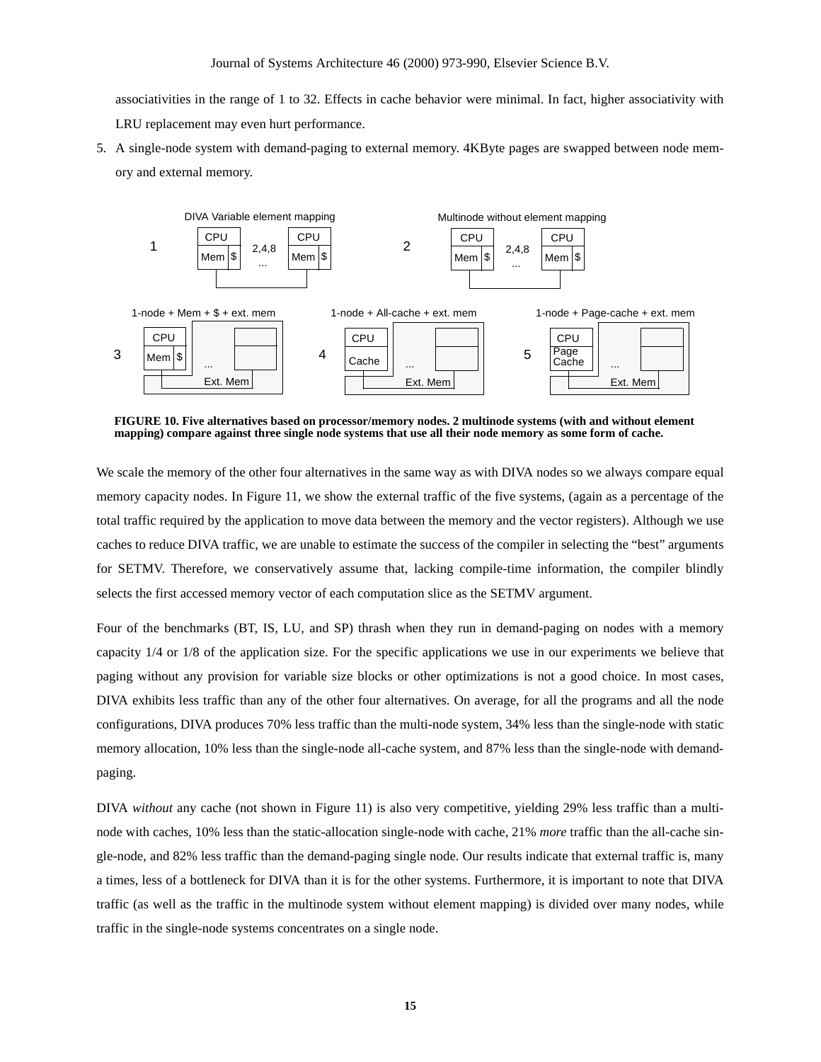associativities in the range of 1 to 32. Effects in cache behavior were minimal. In fact, higher associativity with LRU replacement may even hurt performance.

5. A single-node system with demand-paging to external memory. 4KByte pages are swapped between node memory and external memory.

**FIGURE 10. Five alternatives based on processor/memory nodes. 2 multinode systems (with and without element mapping) compare against three single node systems that use all their node memory as some form of cache.**

We scale the memory of the other four alternatives in the same way as with DIVA nodes so we always compare equal memory capacity nodes. In Figure 11, we show the external traffic of the five systems, (again as a percentage of the total traffic required by the application to move data between the memory and the vector registers). Although we use caches to reduce DIVA traffic, we are unable to estimate the success of the compiler in selecting the “best” arguments for SETMV. Therefore, we conservatively assume that, lacking compile-time information, the compiler blindly selects the first accessed memory vector of each computation slice as the SETMV argument.

Four of the benchmarks (BT, IS, LU, and SP) thrash when they run in demand-paging on nodes with a memory capacity 1/4 or 1/8 of the application size. For the specific applications we use in our experiments we believe that paging without any provision for variable size blocks or other optimizations is not a good choice. In most cases, DIVA exhibits less traffic than any of the other four alternatives. On average, for all the programs and all the node configurations, DIVA produces 70% less traffic than the multi-node system, 34% less than the single-node with static memory allocation, 10% less than the single-node all-cache system, and 87% less than the single-node with demand-paging.

DIVA *without* any cache (not shown in Figure 11) is also very competitive, yielding 29% less traffic than a multi-node with caches, 10% less than the static-allocation single-node with cache, 21% *more* traffic than the all-cache single-node, and 82% less traffic than the demand-paging single node. Our results indicate that external traffic is, many a times, less of a bottleneck for DIVA than it is for the other systems. Furthermore, it is important to note that DIVA traffic (as well as the traffic in the multinode system without element mapping) is divided over many nodes, while traffic in the single-node systems concentrates on a single node.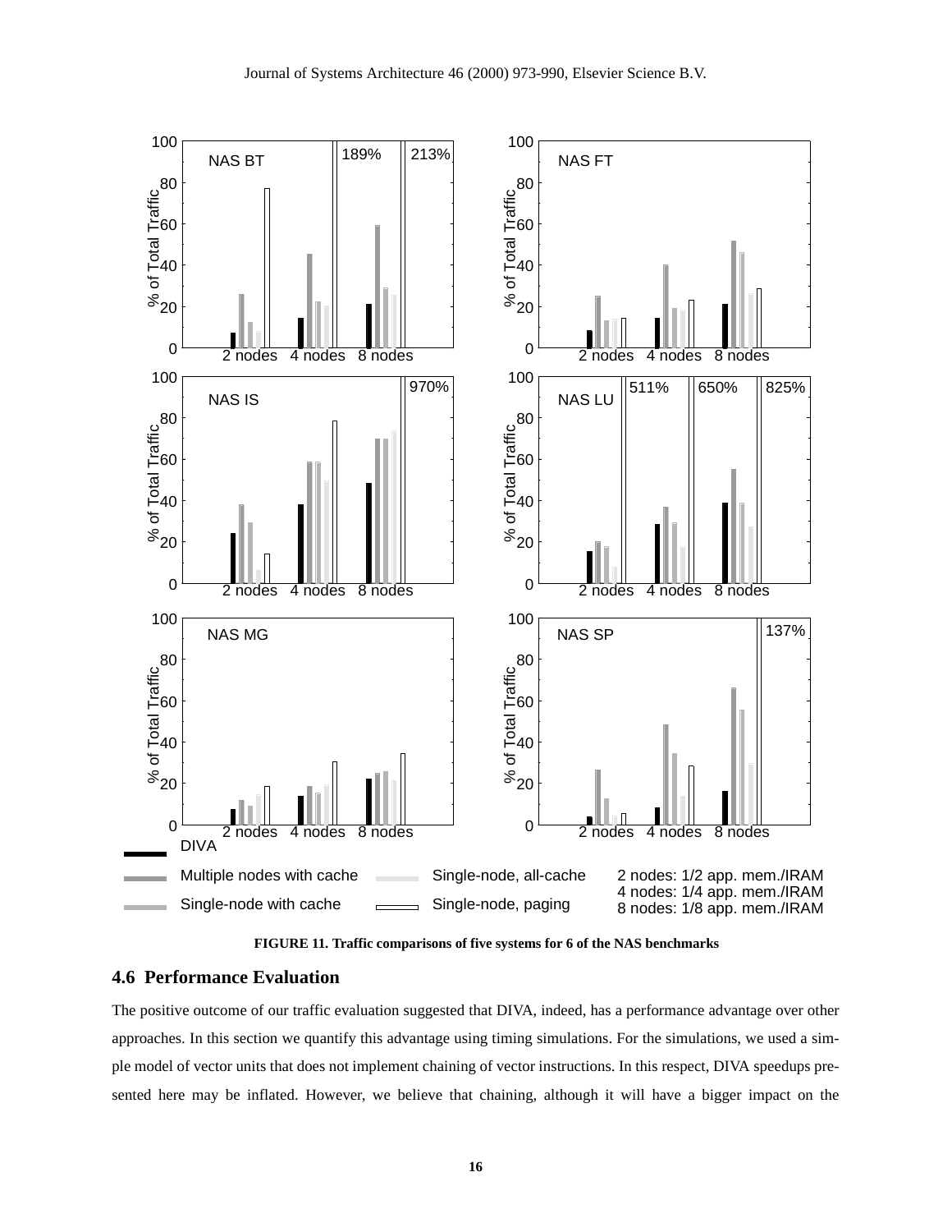FIGURE 11. Traffic comparisons of five systems for 6 of the NAS benchmarks

### 4.6 Performance Evaluation

The positive outcome of our traffic evaluation suggested that DIVA, indeed, has a performance advantage over other approaches. In this section we quantify this advantage using timing simulations. For the simulations, we used a simple model of vector units that does not implement chaining of vector instructions. In this respect, DIVA speedups presented here may be inflated. However, we believe that chaining, although it will have a bigger impact on the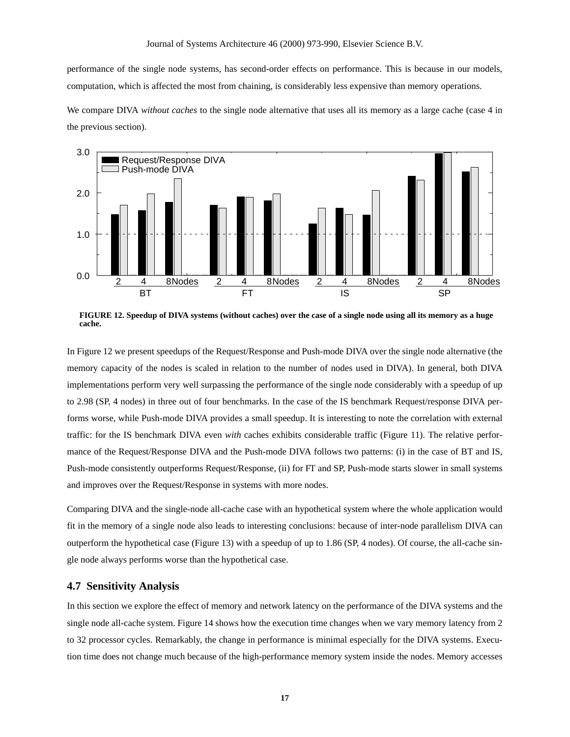performance of the single node systems, has second-order effects on performance. This is because in our models, computation, which is affected the most from chaining, is considerably less expensive than memory operations.

We compare DIVA *without caches* to the single node alternative that uses all its memory as a large cache (case 4 in the previous section).

**FIGURE 12. Speedup of DIVA systems (without caches) over the case of a single node using all its memory as a huge cache.**

In Figure 12 we present speedups of the Request/Response and Push-mode DIVA over the single node alternative (the memory capacity of the nodes is scaled in relation to the number of nodes used in DIVA). In general, both DIVA implementations perform very well surpassing the performance of the single node considerably with a speedup of up to 2.98 (SP, 4 nodes) in three out of four benchmarks. In the case of the IS benchmark Request/response DIVA performs worse, while Push-mode DIVA provides a small speedup. It is interesting to note the correlation with external traffic: for the IS benchmark DIVA even *with* caches exhibits considerable traffic (Figure 11). The relative performance of the Request/Response DIVA and the Push-mode DIVA follows two patterns: (i) in the case of BT and IS, Push-mode consistently outperforms Request/Response, (ii) for FT and SP, Push-mode starts slower in small systems and improves over the Request/Response in systems with more nodes.

Comparing DIVA and the single-node all-cache case with an hypothetical system where the whole application would fit in the memory of a single node also leads to interesting conclusions: because of inter-node parallelism DIVA can outperform the hypothetical case (Figure 13) with a speedup of up to 1.86 (SP, 4 nodes). Of course, the all-cache single node always performs worse than the hypothetical case.

### 4.7 Sensitivity Analysis

In this section we explore the effect of memory and network latency on the performance of the DIVA systems and the single node all-cache system. Figure 14 shows how the execution time changes when we vary memory latency from 2 to 32 processor cycles. Remarkably, the change in performance is minimal especially for the DIVA systems. Execution time does not change much because of the high-performance memory system inside the nodes. Memory accesses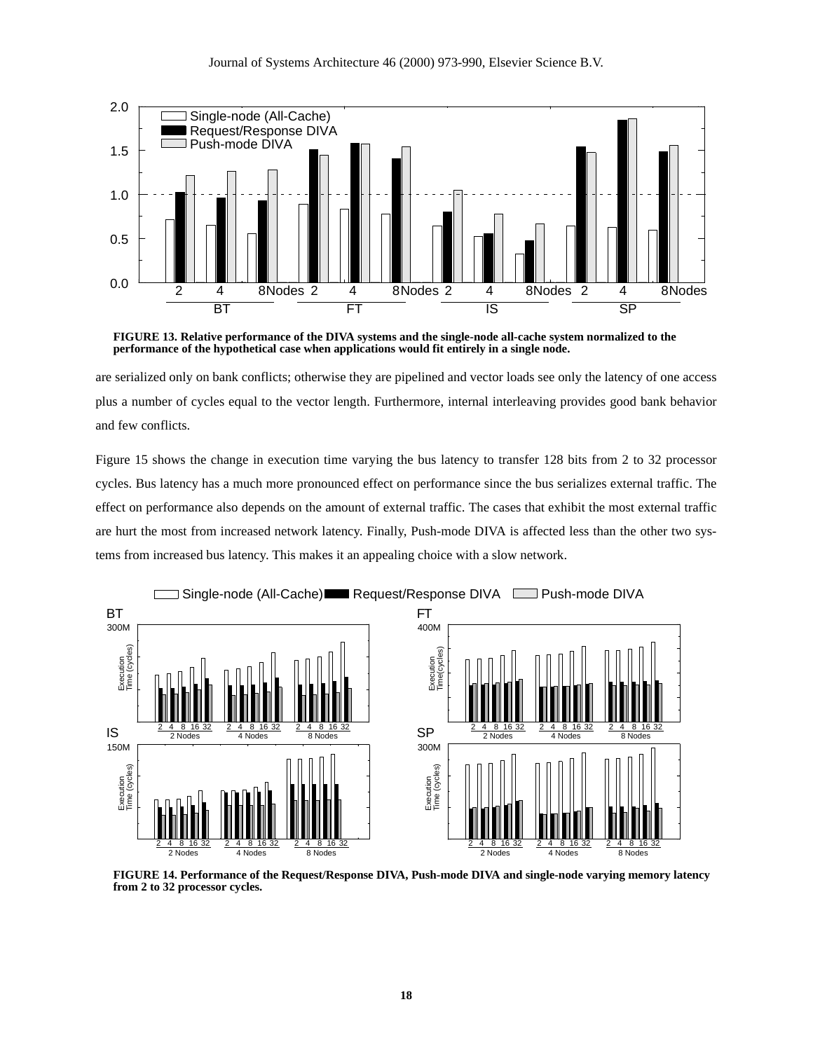FIGURE 13. Relative performance of the DIVA systems and the single-node all-cache system normalized to the performance of the hypothetical case when applications would fit entirely in a single node.

are serialized only on bank conflicts; otherwise they are pipelined and vector loads see only the latency of one access plus a number of cycles equal to the vector length. Furthermore, internal interleaving provides good bank behavior and few conflicts.

Figure 15 shows the change in execution time varying the bus latency to transfer 128 bits from 2 to 32 processor cycles. Bus latency has a much more pronounced effect on performance since the bus serializes external traffic. The effect on performance also depends on the amount of external traffic. The cases that exhibit the most external traffic are hurt the most from increased network latency. Finally, Push-mode DIVA is affected less than the other two systems from increased bus latency. This makes it an appealing choice with a slow network.

FIGURE 14. Performance of the Request/Response DIVA, Push-mode DIVA and single-node varying memory latency from 2 to 32 processor cycles.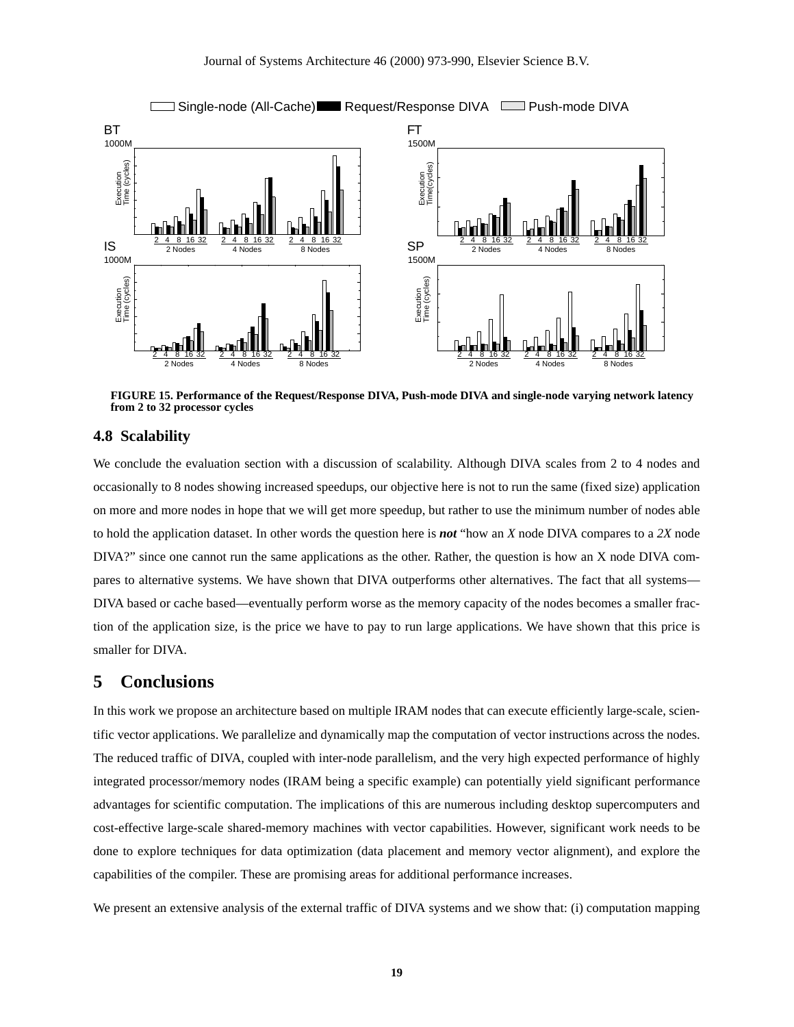FIGURE 15. Performance of the Request/Response DIVA, Push-mode DIVA and single-node varying network latency from 2 to 32 processor cycles

### 4.8 Scalability

We conclude the evaluation section with a discussion of scalability. Although DIVA scales from 2 to 4 nodes and occasionally to 8 nodes showing increased speedups, our objective here is not to run the same (fixed size) application on more and more nodes in hope that we will get more speedup, but rather to use the minimum number of nodes able to hold the application dataset. In other words the question here is ***not*** "how an *X* node DIVA compares to a *2X* node DIVA?" since one cannot run the same applications as the other. Rather, the question is how an X node DIVA compares to alternative systems. We have shown that DIVA outperforms other alternatives. The fact that all systems—DIVA based or cache based—eventually perform worse as the memory capacity of the nodes becomes a smaller fraction of the application size, is the price we have to pay to run large applications. We have shown that this price is smaller for DIVA.

## 5 Conclusions

In this work we propose an architecture based on multiple IRAM nodes that can execute efficiently large-scale, scientific vector applications. We parallelize and dynamically map the computation of vector instructions across the nodes. The reduced traffic of DIVA, coupled with inter-node parallelism, and the very high expected performance of highly integrated processor/memory nodes (IRAM being a specific example) can potentially yield significant performance advantages for scientific computation. The implications of this are numerous including desktop supercomputers and cost-effective large-scale shared-memory machines with vector capabilities. However, significant work needs to be done to explore techniques for data optimization (data placement and memory vector alignment), and explore the capabilities of the compiler. These are promising areas for additional performance increases.

We present an extensive analysis of the external traffic of DIVA systems and we show that: (i) computation mapping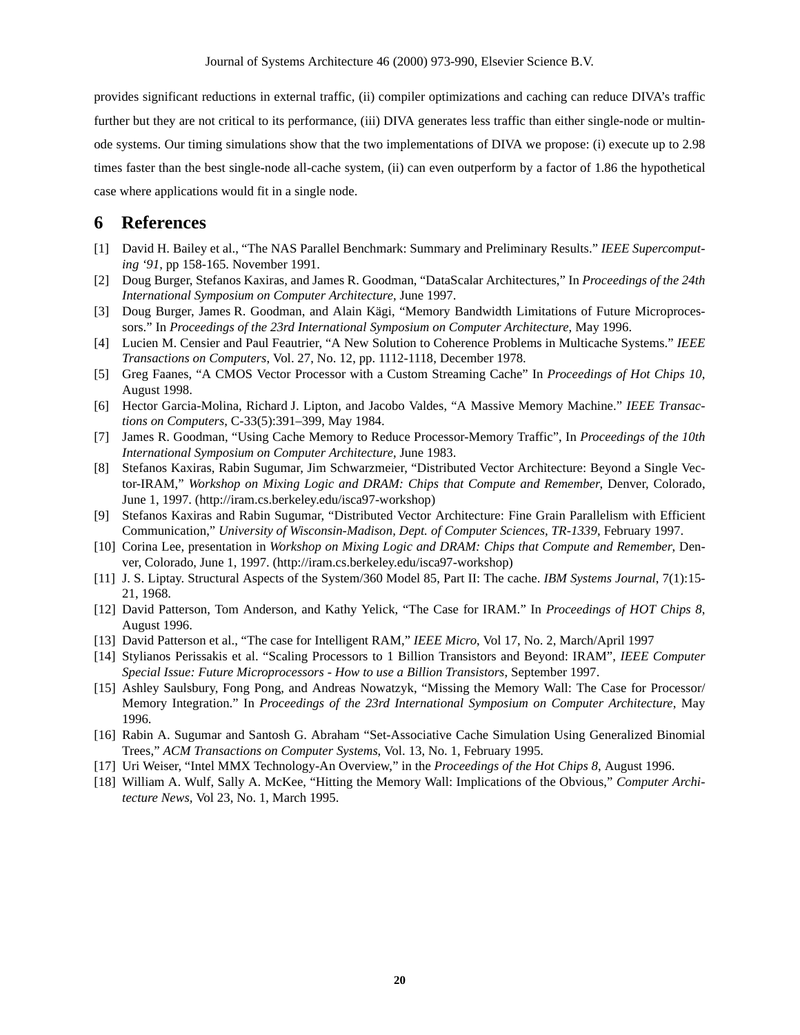provides significant reductions in external traffic, (ii) compiler optimizations and caching can reduce DIVA's traffic further but they are not critical to its performance, (iii) DIVA generates less traffic than either single-node or multinode systems. Our timing simulations show that the two implementations of DIVA we propose: (i) execute up to 2.98 times faster than the best single-node all-cache system, (ii) can even outperform by a factor of 1.86 the hypothetical case where applications would fit in a single node.

## 6 References

[1] David H. Bailey et al., "The NAS Parallel Benchmark: Summary and Preliminary Results." *IEEE Supercomputing '91*, pp 158-165. November 1991.

[2] Doug Burger, Stefanos Kaxiras, and James R. Goodman, "DataScalar Architectures," In *Proceedings of the 24th International Symposium on Computer Architecture*, June 1997.

[3] Doug Burger, James R. Goodman, and Alain Kägi, "Memory Bandwidth Limitations of Future Microprocessors." In *Proceedings of the 23rd International Symposium on Computer Architecture*, May 1996.

[4] Lucien M. Censier and Paul Feautrier, "A New Solution to Coherence Problems in Multicache Systems." *IEEE Transactions on Computers*, Vol. 27, No. 12, pp. 1112-1118, December 1978.

[5] Greg Faanes, "A CMOS Vector Processor with a Custom Streaming Cache" In *Proceedings of Hot Chips 10*, August 1998.

[6] Hector Garcia-Molina, Richard J. Lipton, and Jacobo Valdes, "A Massive Memory Machine." *IEEE Transactions on Computers*, C-33(5):391–399, May 1984.

[7] James R. Goodman, "Using Cache Memory to Reduce Processor-Memory Traffic", In *Proceedings of the 10th International Symposium on Computer Architecture*, June 1983.

[8] Stefanos Kaxiras, Rabin Sugumar, Jim Schwarzmeier, "Distributed Vector Architecture: Beyond a Single Vector-IRAM," *Workshop on Mixing Logic and DRAM: Chips that Compute and Remember*, Denver, Colorado, June 1, 1997. (http://iram.cs.berkeley.edu/isca97-workshop)

[9] Stefanos Kaxiras and Rabin Sugumar, "Distributed Vector Architecture: Fine Grain Parallelism with Efficient Communication," *University of Wisconsin-Madison, Dept. of Computer Sciences, TR-1339*, February 1997.

[10] Corina Lee, presentation in *Workshop on Mixing Logic and DRAM: Chips that Compute and Remember*, Denver, Colorado, June 1, 1997. (http://iram.cs.berkeley.edu/isca97-workshop)

[11] J. S. Liptay. Structural Aspects of the System/360 Model 85, Part II: The cache. *IBM Systems Journal*, 7(1):15-21, 1968.

[12] David Patterson, Tom Anderson, and Kathy Yelick, "The Case for IRAM." In *Proceedings of HOT Chips 8*, August 1996.

[13] David Patterson et al., "The case for Intelligent RAM," *IEEE Micro*, Vol 17, No. 2, March/April 1997

[14] Stylianos Perissakis et al. "Scaling Processors to 1 Billion Transistors and Beyond: IRAM", *IEEE Computer Special Issue: Future Microprocessors - How to use a Billion Transistors*, September 1997.

[15] Ashley Saulsbury, Fong Pong, and Andreas Nowatzyk, "Missing the Memory Wall: The Case for Processor/Memory Integration." In *Proceedings of the 23rd International Symposium on Computer Architecture*, May 1996.

[16] Rabin A. Sugumar and Santosh G. Abraham "Set-Associative Cache Simulation Using Generalized Binomial Trees," *ACM Transactions on Computer Systems*, Vol. 13, No. 1, February 1995.

[17] Uri Weiser, "Intel MMX Technology-An Overview," in the *Proceedings of the Hot Chips 8*, August 1996.

[18] William A. Wulf, Sally A. McKee, "Hitting the Memory Wall: Implications of the Obvious," *Computer Architecture News*, Vol 23, No. 1, March 1995.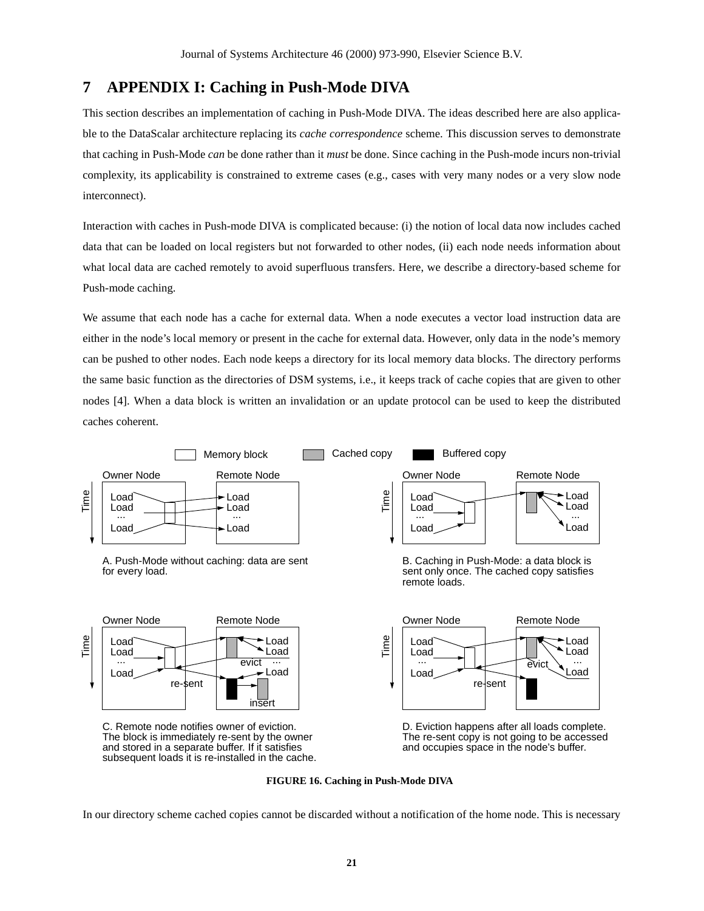## 7 APPENDIX I: Caching in Push-Mode DIVA

This section describes an implementation of caching in Push-Mode DIVA. The ideas described here are also applicable to the DataScalar architecture replacing its *cache correspondence* scheme. This discussion serves to demonstrate that caching in Push-Mode *can* be done rather than it *must* be done. Since caching in the Push-mode incurs non-trivial complexity, its applicability is constrained to extreme cases (e.g., cases with very many nodes or a very slow node interconnect).

Interaction with caches in Push-mode DIVA is complicated because: (i) the notion of local data now includes cached data that can be loaded on local registers but not forwarded to other nodes, (ii) each node needs information about what local data are cached remotely to avoid superfluous transfers. Here, we describe a directory-based scheme for Push-mode caching.

We assume that each node has a cache for external data. When a node executes a vector load instruction data are either in the node's local memory or present in the cache for external data. However, only data in the node's memory can be pushed to other nodes. Each node keeps a directory for its local memory data blocks. The directory performs the same basic function as the directories of DSM systems, i.e., it keeps track of cache copies that are given to other nodes [4]. When a data block is written an invalidation or an update protocol can be used to keep the distributed caches coherent.

A. Push-Mode without caching: data are sent for every load.

B. Caching in Push-Mode: a data block is sent only once. The cached copy satisfies remote loads.

C. Remote node notifies owner of eviction. The block is immediately re-sent by the owner and stored in a separate buffer. If it satisfies subsequent loads it is re-installed in the cache.

D. Eviction happens after all loads complete. The re-sent copy is not going to be accessed and occupies space in the node's buffer.

**FIGURE 16. Caching in Push-Mode DIVA**

In our directory scheme cached copies cannot be discarded without a notification of the home node. This is necessary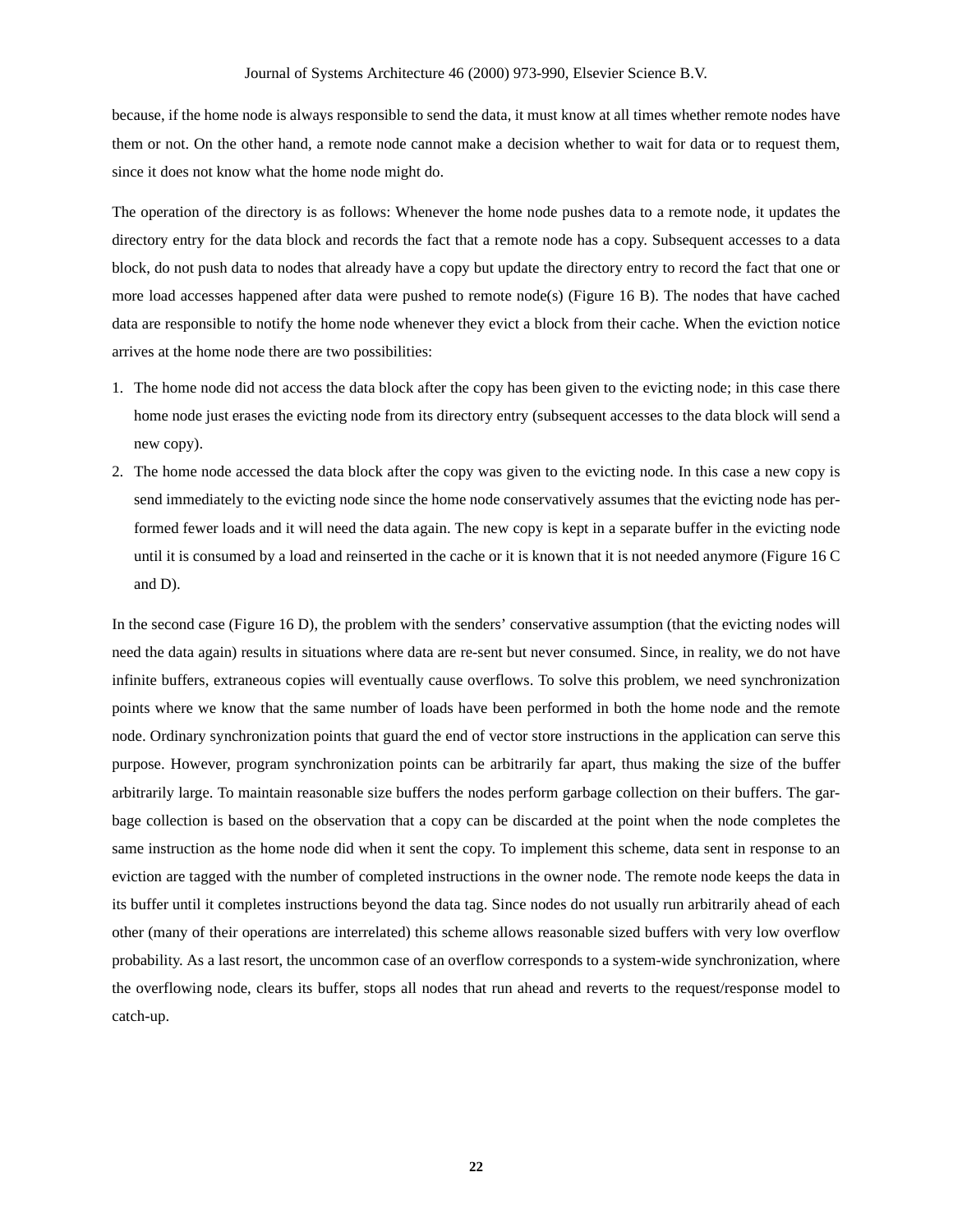because, if the home node is always responsible to send the data, it must know at all times whether remote nodes have them or not. On the other hand, a remote node cannot make a decision whether to wait for data or to request them, since it does not know what the home node might do.

The operation of the directory is as follows: Whenever the home node pushes data to a remote node, it updates the directory entry for the data block and records the fact that a remote node has a copy. Subsequent accesses to a data block, do not push data to nodes that already have a copy but update the directory entry to record the fact that one or more load accesses happened after data were pushed to remote node(s) (Figure 16 B). The nodes that have cached data are responsible to notify the home node whenever they evict a block from their cache. When the eviction notice arrives at the home node there are two possibilities:

1. The home node did not access the data block after the copy has been given to the evicting node; in this case there home node just erases the evicting node from its directory entry (subsequent accesses to the data block will send a new copy).
2. The home node accessed the data block after the copy was given to the evicting node. In this case a new copy is send immediately to the evicting node since the home node conservatively assumes that the evicting node has performed fewer loads and it will need the data again. The new copy is kept in a separate buffer in the evicting node until it is consumed by a load and reinserted in the cache or it is known that it is not needed anymore (Figure 16 C and D).

In the second case (Figure 16 D), the problem with the senders' conservative assumption (that the evicting nodes will need the data again) results in situations where data are re-sent but never consumed. Since, in reality, we do not have infinite buffers, extraneous copies will eventually cause overflows. To solve this problem, we need synchronization points where we know that the same number of loads have been performed in both the home node and the remote node. Ordinary synchronization points that guard the end of vector store instructions in the application can serve this purpose. However, program synchronization points can be arbitrarily far apart, thus making the size of the buffer arbitrarily large. To maintain reasonable size buffers the nodes perform garbage collection on their buffers. The garbage collection is based on the observation that a copy can be discarded at the point when the node completes the same instruction as the home node did when it sent the copy. To implement this scheme, data sent in response to an eviction are tagged with the number of completed instructions in the owner node. The remote node keeps the data in its buffer until it completes instructions beyond the data tag. Since nodes do not usually run arbitrarily ahead of each other (many of their operations are interrelated) this scheme allows reasonable sized buffers with very low overflow probability. As a last resort, the uncommon case of an overflow corresponds to a system-wide synchronization, where the overflowing node, clears its buffer, stops all nodes that run ahead and reverts to the request/response model to catch-up.